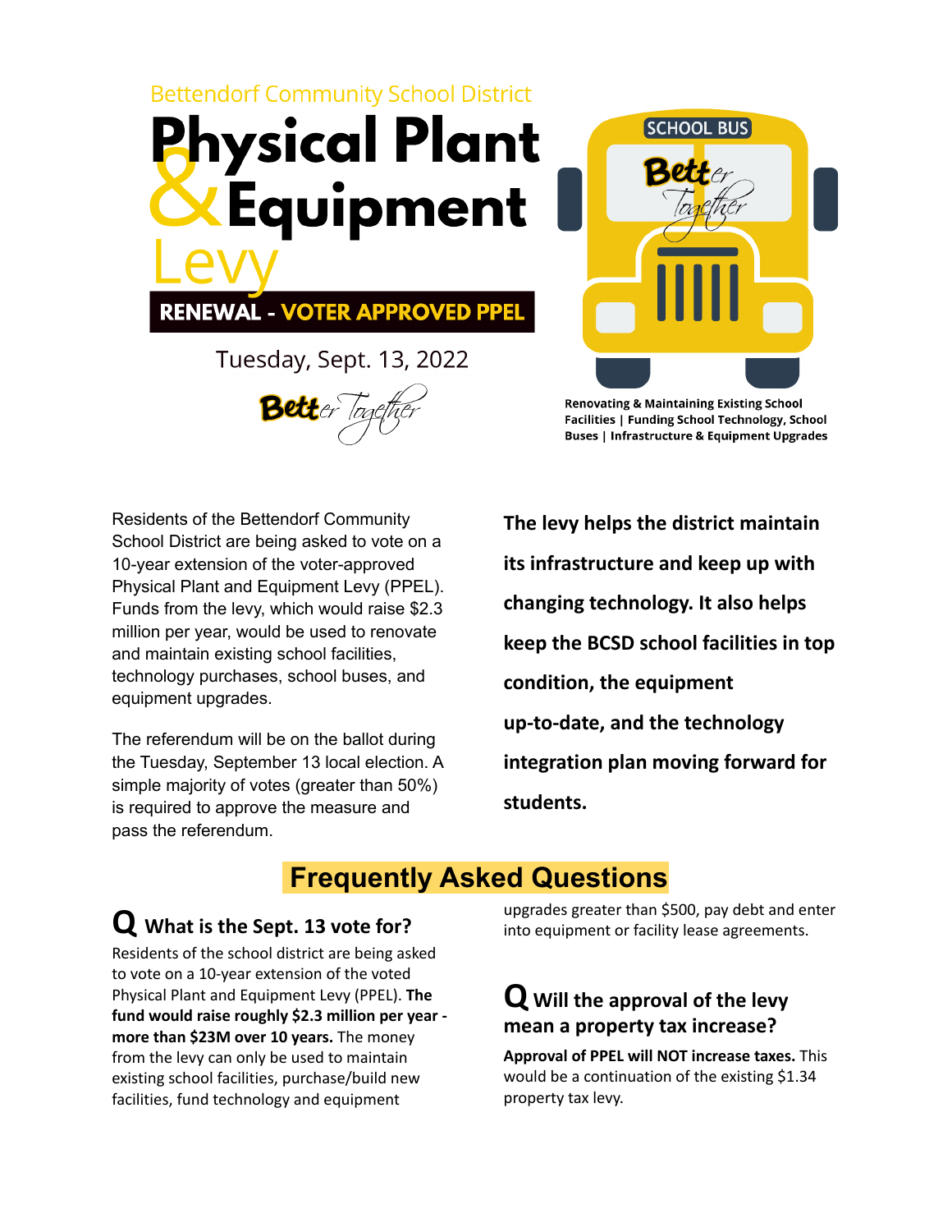Bettendorf Community School District

# Physical Plant & Equipment Levy

**RENEWAL - VOTER APPROVED PPEL**

Tuesday, Sept. 13, 2022

*Better Together*

SCHOOL BUS

**Renovating & Maintaining Existing School Facilities | Funding School Technology, School Buses | Infrastructure & Equipment Upgrades**

Residents of the Bettendorf Community School District are being asked to vote on a 10-year extension of the voter-approved Physical Plant and Equipment Levy (PPEL). Funds from the levy, which would raise $2.3 million per year, would be used to renovate and maintain existing school facilities, technology purchases, school buses, and equipment upgrades.

The referendum will be on the ballot during the Tuesday, September 13 local election. A simple majority of votes (greater than 50%) is required to approve the measure and pass the referendum.

**The levy helps the district maintain its infrastructure and keep up with changing technology. It also helps keep the BCSD school facilities in top condition, the equipment up-to-date, and the technology integration plan moving forward for students.**

## Frequently Asked Questions

### Q What is the Sept. 13 vote for?

Residents of the school district are being asked to vote on a 10-year extension of the voted Physical Plant and Equipment Levy (PPEL). **The fund would raise roughly $2.3 million per year - more than $23M over 10 years.** The money from the levy can only be used to maintain existing school facilities, purchase/build new facilities, fund technology and equipment upgrades greater than $500, pay debt and enter into equipment or facility lease agreements.

### Q Will the approval of the levy mean a property tax increase?

**Approval of PPEL will NOT increase taxes.** This would be a continuation of the existing $1.34 property tax levy.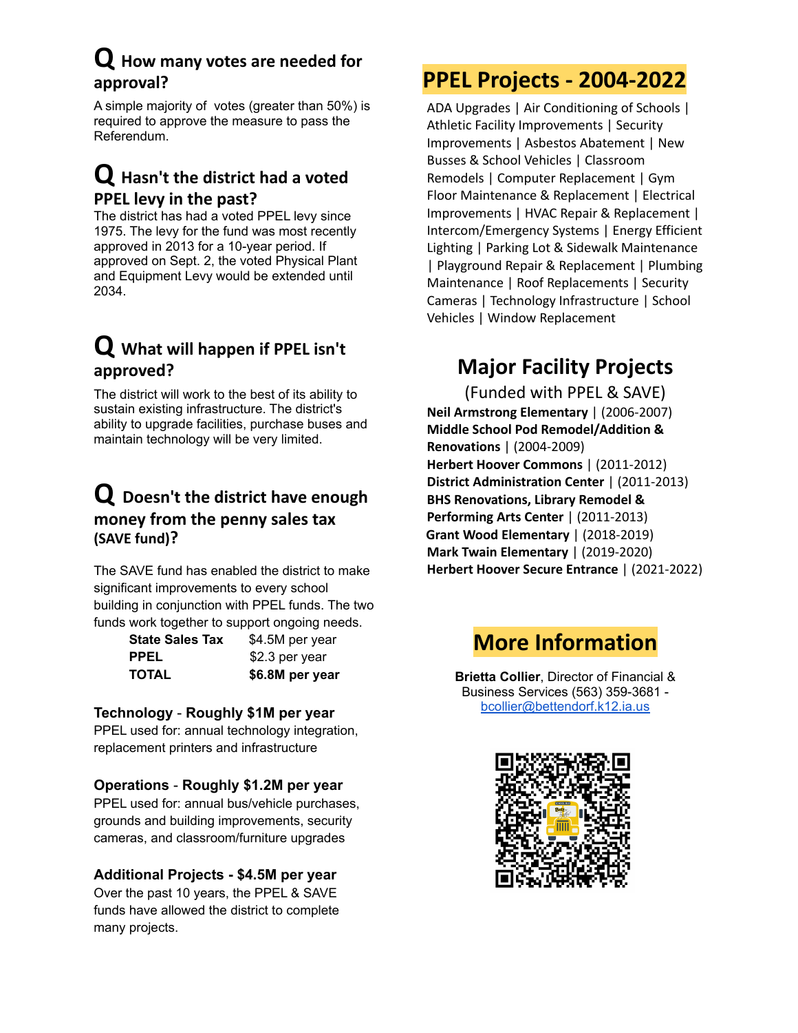## Q How many votes are needed for approval?

A simple majority of votes (greater than 50%) is required to approve the measure to pass the Referendum.

## Q Hasn't the district had a voted PPEL levy in the past?

The district has had a voted PPEL levy since 1975. The levy for the fund was most recently approved in 2013 for a 10-year period. If approved on Sept. 2, the voted Physical Plant and Equipment Levy would be extended until 2034.

## Q What will happen if PPEL isn't approved?

The district will work to the best of its ability to sustain existing infrastructure. The district's ability to upgrade facilities, purchase buses and maintain technology will be very limited.

## Q Doesn't the district have enough money from the penny sales tax (SAVE fund)?

The SAVE fund has enabled the district to make significant improvements to every school building in conjunction with PPEL funds. The two funds work together to support ongoing needs.

| | |
|---|---|
| **State Sales Tax** | $4.5M per year |
| **PPEL** | $2.3 per year |
| **TOTAL** | **$6.8M per year** |

**Technology - Roughly $1M per year**
PPEL used for: annual technology integration, replacement printers and infrastructure

**Operations - Roughly $1.2M per year**
PPEL used for: annual bus/vehicle purchases, grounds and building improvements, security cameras, and classroom/furniture upgrades

**Additional Projects - $4.5M per year**
Over the past 10 years, the PPEL & SAVE funds have allowed the district to complete many projects.

## PPEL Projects - 2004-2022

ADA Upgrades | Air Conditioning of Schools | Athletic Facility Improvements | Security Improvements | Asbestos Abatement | New Busses & School Vehicles | Classroom Remodels | Computer Replacement | Gym Floor Maintenance & Replacement | Electrical Improvements | HVAC Repair & Replacement | Intercom/Emergency Systems | Energy Efficient Lighting | Parking Lot & Sidewalk Maintenance | Playground Repair & Replacement | Plumbing Maintenance | Roof Replacements | Security Cameras | Technology Infrastructure | School Vehicles | Window Replacement

## Major Facility Projects

(Funded with PPEL & SAVE)

**Neil Armstrong Elementary** | (2006-2007)
**Middle School Pod Remodel/Addition & Renovations** | (2004-2009)
**Herbert Hoover Commons** | (2011-2012)
**District Administration Center** | (2011-2013)
**BHS Renovations, Library Remodel & Performing Arts Center** | (2011-2013)
**Grant Wood Elementary** | (2018-2019)
**Mark Twain Elementary** | (2019-2020)
**Herbert Hoover Secure Entrance** | (2021-2022)

## More Information

**Brietta Collier**, Director of Financial & Business Services (563) 359-3681 - bcollier@bettendorf.k12.ia.us